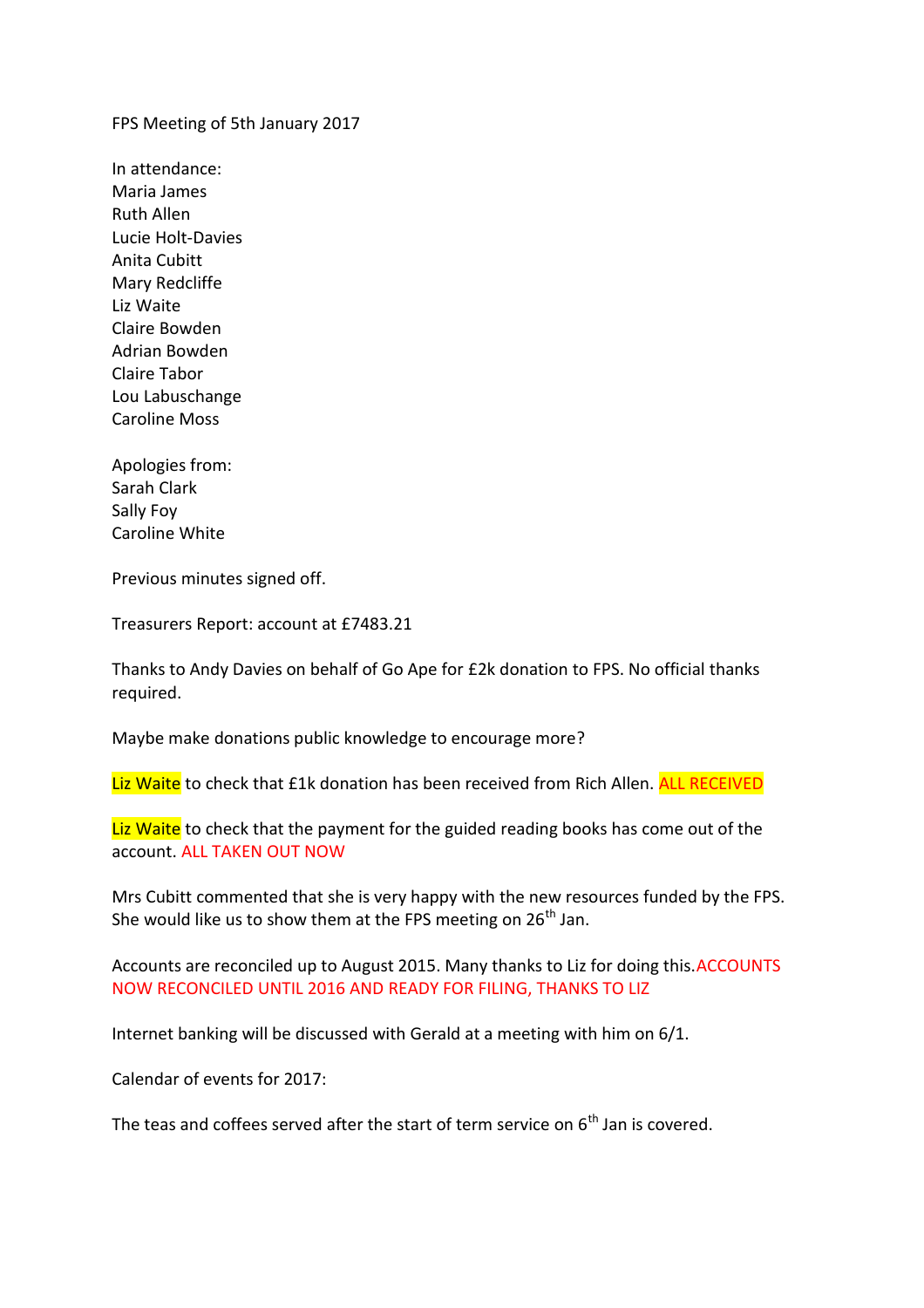FPS Meeting of 5th January 2017

In attendance:
Maria James
Ruth Allen
Lucie Holt-Davies
Anita Cubitt
Mary Redcliffe
Liz Waite
Claire Bowden
Adrian Bowden
Claire Tabor
Lou Labuschange
Caroline Moss

Apologies from:
Sarah Clark
Sally Foy
Caroline White

Previous minutes signed off.

Treasurers Report: account at £7483.21

Thanks to Andy Davies on behalf of Go Ape for £2k donation to FPS. No official thanks required.

Maybe make donations public knowledge to encourage more?

Liz Waite to check that £1k donation has been received from Rich Allen. ALL RECEIVED

Liz Waite to check that the payment for the guided reading books has come out of the account. ALL TAKEN OUT NOW

Mrs Cubitt commented that she is very happy with the new resources funded by the FPS. She would like us to show them at the FPS meeting on 26th Jan.

Accounts are reconciled up to August 2015. Many thanks to Liz for doing this. ACCOUNTS NOW RECONCILED UNTIL 2016 AND READY FOR FILING, THANKS TO LIZ

Internet banking will be discussed with Gerald at a meeting with him on 6/1.

Calendar of events for 2017:

The teas and coffees served after the start of term service on 6th Jan is covered.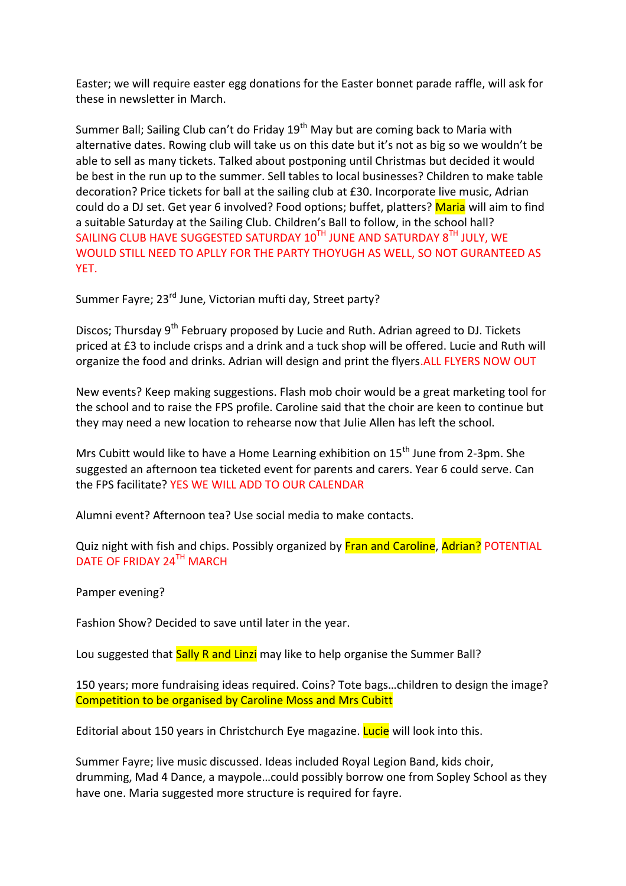Easter; we will require easter egg donations for the Easter bonnet parade raffle, will ask for these in newsletter in March.

Summer Ball; Sailing Club can't do Friday 19th May but are coming back to Maria with alternative dates. Rowing club will take us on this date but it's not as big so we wouldn't be able to sell as many tickets. Talked about postponing until Christmas but decided it would be best in the run up to the summer. Sell tables to local businesses? Children to make table decoration? Price tickets for ball at the sailing club at £30. Incorporate live music, Adrian could do a DJ set. Get year 6 involved? Food options; buffet, platters? Maria will aim to find a suitable Saturday at the Sailing Club. Children's Ball to follow, in the school hall? SAILING CLUB HAVE SUGGESTED SATURDAY 10TH JUNE AND SATURDAY 8TH JULY, WE WOULD STILL NEED TO APLLY FOR THE PARTY THOYUGH AS WELL, SO NOT GURANTEED AS YET.

Summer Fayre; 23rd June, Victorian mufti day, Street party?

Discos; Thursday 9th February proposed by Lucie and Ruth. Adrian agreed to DJ. Tickets priced at £3 to include crisps and a drink and a tuck shop will be offered. Lucie and Ruth will organize the food and drinks. Adrian will design and print the flyers.ALL FLYERS NOW OUT

New events? Keep making suggestions. Flash mob choir would be a great marketing tool for the school and to raise the FPS profile. Caroline said that the choir are keen to continue but they may need a new location to rehearse now that Julie Allen has left the school.

Mrs Cubitt would like to have a Home Learning exhibition on 15th June from 2-3pm. She suggested an afternoon tea ticketed event for parents and carers. Year 6 could serve. Can the FPS facilitate? YES WE WILL ADD TO OUR CALENDAR

Alumni event? Afternoon tea? Use social media to make contacts.

Quiz night with fish and chips. Possibly organized by Fran and Caroline, Adrian? POTENTIAL DATE OF FRIDAY 24TH MARCH

Pamper evening?

Fashion Show? Decided to save until later in the year.

Lou suggested that Sally R and Linzi may like to help organise the Summer Ball?

150 years; more fundraising ideas required. Coins? Tote bags…children to design the image? Competition to be organised by Caroline Moss and Mrs Cubitt

Editorial about 150 years in Christchurch Eye magazine. Lucie will look into this.

Summer Fayre; live music discussed. Ideas included Royal Legion Band, kids choir, drumming, Mad 4 Dance, a maypole…could possibly borrow one from Sopley School as they have one. Maria suggested more structure is required for fayre.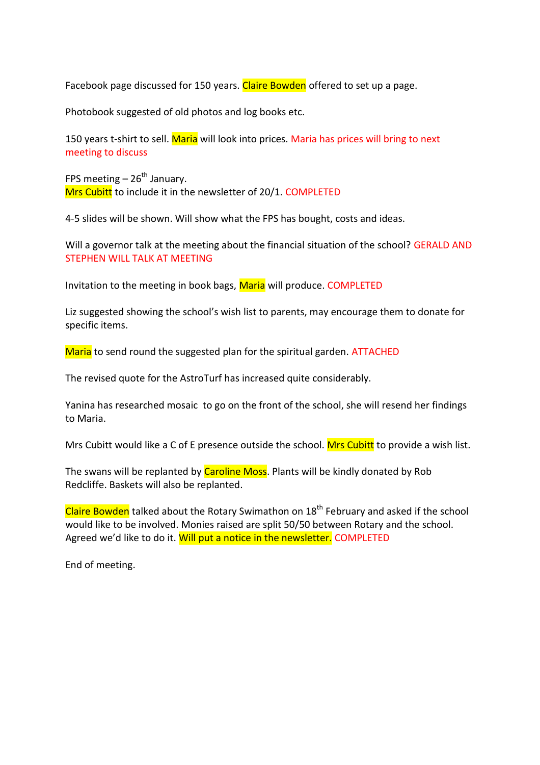Facebook page discussed for 150 years. Claire Bowden offered to set up a page.

Photobook suggested of old photos and log books etc.

150 years t-shirt to sell. Maria will look into prices. Maria has prices will bring to next meeting to discuss

FPS meeting – 26th January.
Mrs Cubitt to include it in the newsletter of 20/1. COMPLETED

4-5 slides will be shown. Will show what the FPS has bought, costs and ideas.

Will a governor talk at the meeting about the financial situation of the school? GERALD AND STEPHEN WILL TALK AT MEETING

Invitation to the meeting in book bags, Maria will produce. COMPLETED

Liz suggested showing the school's wish list to parents, may encourage them to donate for specific items.

Maria to send round the suggested plan for the spiritual garden. ATTACHED

The revised quote for the AstroTurf has increased quite considerably.

Yanina has researched mosaic to go on the front of the school, she will resend her findings to Maria.

Mrs Cubitt would like a C of E presence outside the school. Mrs Cubitt to provide a wish list.

The swans will be replanted by Caroline Moss. Plants will be kindly donated by Rob Redcliffe. Baskets will also be replanted.

Claire Bowden talked about the Rotary Swimathon on 18th February and asked if the school would like to be involved. Monies raised are split 50/50 between Rotary and the school. Agreed we'd like to do it. Will put a notice in the newsletter. COMPLETED

End of meeting.